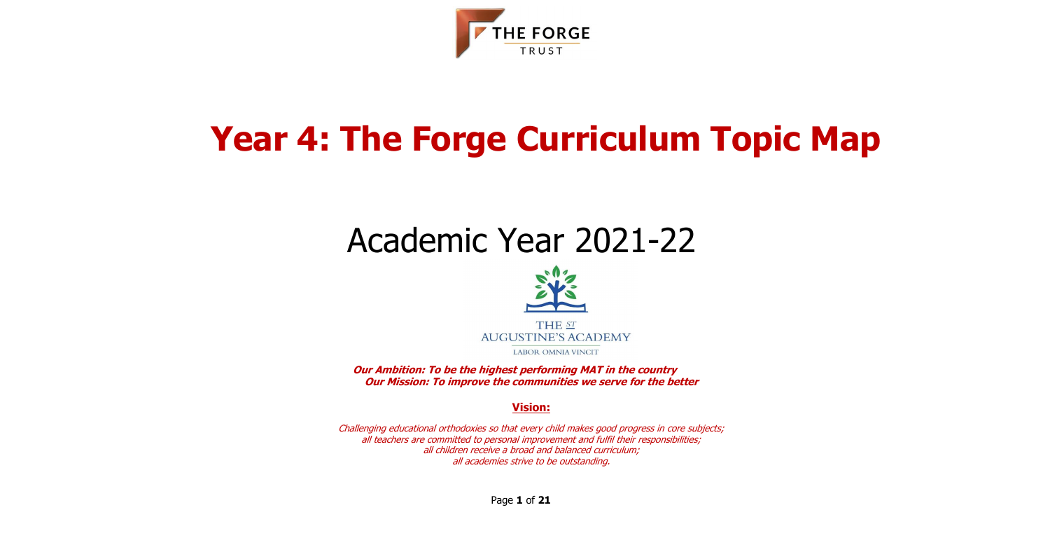THE FORGE
TRUST

# Year 4: The Forge Curriculum Topic Map

## Academic Year 2021-22

THE ST AUGUSTINE'S ACADEMY

LABOR OMNIA VINCIT

***Our Ambition: To be the highest performing MAT in the country***

***Our Mission: To improve the communities we serve for the better***

**Vision:**

*Challenging educational orthodoxies so that every child makes good progress in core subjects;*
*all teachers are committed to personal improvement and fulfil their responsibilities;*
*all children receive a broad and balanced curriculum;*
*all academies strive to be outstanding.*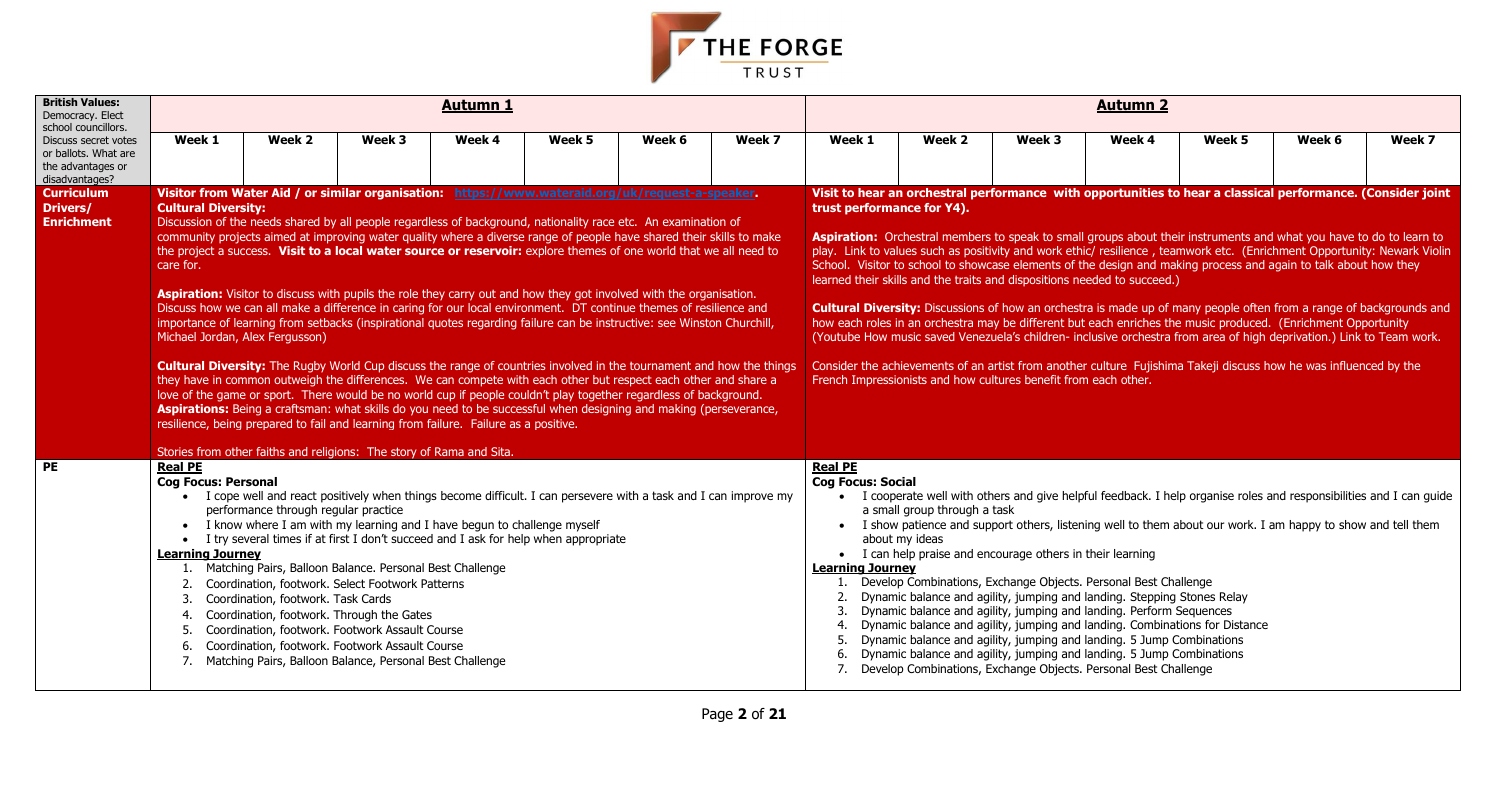| British Values: Democracy. Elect school councillors. Discuss secret votes or ballots. What are the advantages or disadvantages? | **Autumn 1** | **Autumn 2** |
|---|---|---|
| | Week 1 / Week 2 / Week 3 / Week 4 / Week 5 / Week 6 / Week 7 | Week 1 / Week 2 / Week 3 / Week 4 / Week 5 / Week 6 / Week 7 |
| **Curriculum Drivers/ Enrichment** | **Visitor from Water Aid / or similar organisation: https://www.wateraid.org/uk/request-a-speaker.**<br>**Cultural Diversity:**<br>Discussion of the needs shared by all people regardless of background, nationality race etc. An examination of community projects aimed at improving water quality where a diverse range of people have shared their skills to make the project a success. **Visit to a local water source or reservoir:** explore themes of one world that we all need to care for.<br><br>**Aspiration:** Visitor to discuss with pupils the role they carry out and how they got involved with the organisation. Discuss how we can all make a difference in caring for our local environment. DT continue themes of resilience and importance of learning from setbacks (inspirational quotes regarding failure can be instructive: see Winston Churchill, Michael Jordan, Alex Fergusson)<br><br>**Cultural Diversity:** The Rugby World Cup discuss the range of countries involved in the tournament and how the things they have in common outweigh the differences. We can compete with each other but respect each other and share a love of the game or sport. There would be no world cup if people couldn't play together regardless of background.<br>**Aspirations:** Being a craftsman: what skills do you need to be successful when designing and making (perseverance, resilience, being prepared to fail and learning from failure. Failure as a positive.<br><br>Stories from other faiths and religions: The story of Rama and Sita. | **Visit to hear an orchestral performance with opportunities to hear a classical performance. (Consider joint trust performance for Y4).**<br><br>**Aspiration:** Orchestral members to speak to small groups about their instruments and what you have to do to learn to play. Link to values such as positivity and work ethic/ resilience , teamwork etc. (Enrichment Opportunity: Newark Violin School. Visitor to school to showcase elements of the design and making process and again to talk about how they learned their skills and the traits and dispositions needed to succeed.)<br><br>**Cultural Diversity:** Discussions of how an orchestra is made up of many people often from a range of backgrounds and how each roles in an orchestra may be different but each enriches the music produced. (Enrichment Opportunity (Youtube How music saved Venezuela's children- inclusive orchestra from area of high deprivation.) Link to Team work.<br><br>Consider the achievements of an artist from another culture Fujishima Takeji discuss how he was influenced by the French Impressionists and how cultures benefit from each other. |
| **PE** | **Real PE**<br>**Cog Focus: Personal**<br>• I cope well and react positively when things become difficult. I can persevere with a task and I can improve my performance through regular practice<br>• I know where I am with my learning and I have begun to challenge myself<br>• I try several times if at first I don't succeed and I ask for help when appropriate<br>**Learning Journey**<br>1. Matching Pairs, Balloon Balance. Personal Best Challenge<br>2. Coordination, footwork. Select Footwork Patterns<br>3. Coordination, footwork. Task Cards<br>4. Coordination, footwork. Through the Gates<br>5. Coordination, footwork. Footwork Assault Course<br>6. Coordination, footwork. Footwork Assault Course<br>7. Matching Pairs, Balloon Balance, Personal Best Challenge | **Real PE**<br>**Cog Focus: Social**<br>• I cooperate well with others and give helpful feedback. I help organise roles and responsibilities and I can guide a small group through a task<br>• I show patience and support others, listening well to them about our work. I am happy to show and tell them about my ideas<br>• I can help praise and encourage others in their learning<br>**Learning Journey**<br>1. Develop Combinations, Exchange Objects. Personal Best Challenge<br>2. Dynamic balance and agility, jumping and landing. Stepping Stones Relay<br>3. Dynamic balance and agility, jumping and landing. Perform Sequences<br>4. Dynamic balance and agility, jumping and landing. Combinations for Distance<br>5. Dynamic balance and agility, jumping and landing. 5 Jump Combinations<br>6. Dynamic balance and agility, jumping and landing. 5 Jump Combinations<br>7. Develop Combinations, Exchange Objects. Personal Best Challenge |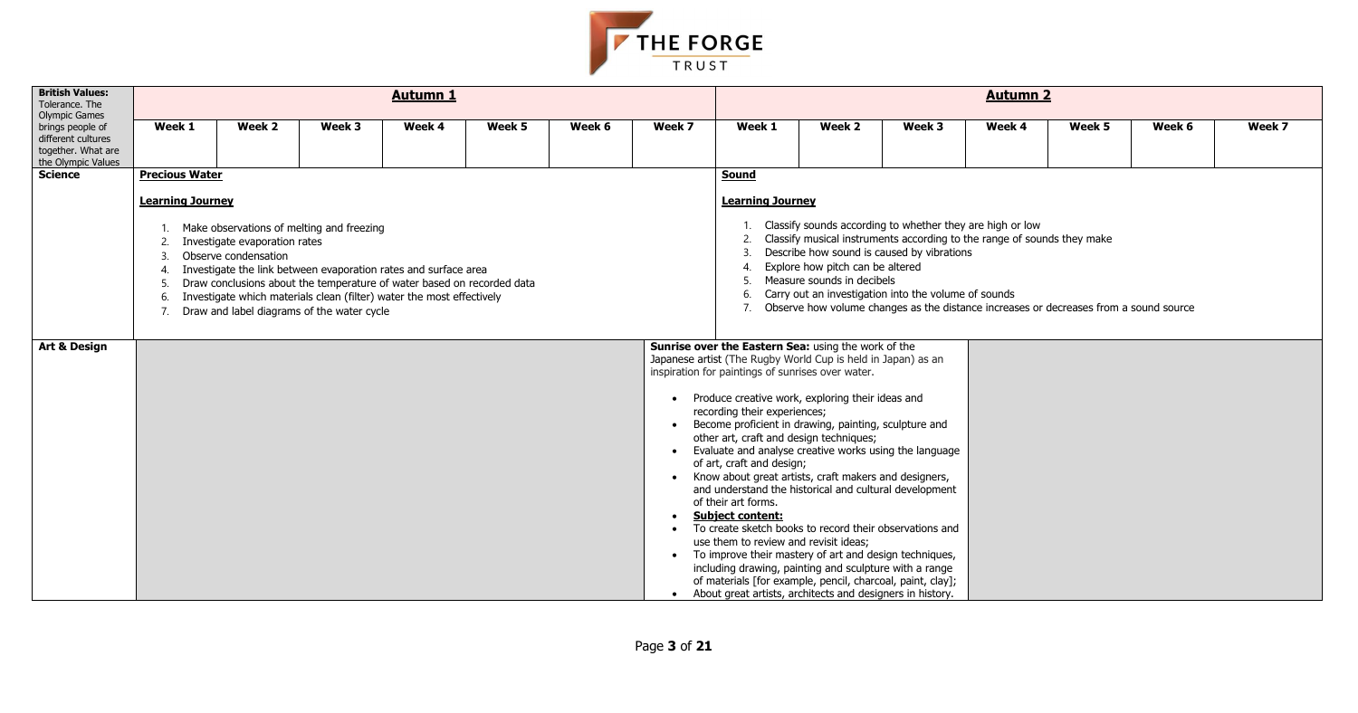THE FORGE TRUST

| British Values: Tolerance. The Olympic Games brings people of different cultures together. What are the Olympic Values | **Autumn 1** | | | | | | | **Autumn 2** | | | | | | |
|---|---|---|---|---|---|---|---|---|---|---|---|---|---|---|
| | **Week 1** | **Week 2** | **Week 3** | **Week 4** | **Week 5** | **Week 6** | **Week 7** | **Week 1** | **Week 2** | **Week 3** | **Week 4** | **Week 5** | **Week 6** | **Week 7** |
| **Science** | **Precious Water**<br><br>**Learning Journey**<br><br>1. Make observations of melting and freezing<br>2. Investigate evaporation rates<br>3. Observe condensation<br>4. Investigate the link between evaporation rates and surface area<br>5. Draw conclusions about the temperature of water based on recorded data<br>6. Investigate which materials clean (filter) water the most effectively<br>7. Draw and label diagrams of the water cycle | | | | | | | **Sound**<br><br>**Learning Journey**<br><br>1. Classify sounds according to whether they are high or low<br>2. Classify musical instruments according to the range of sounds they make<br>3. Describe how sound is caused by vibrations<br>4. Explore how pitch can be altered<br>5. Measure sounds in decibels<br>6. Carry out an investigation into the volume of sounds<br>7. Observe how volume changes as the distance increases or decreases from a sound source | | | | | | |
| **Art & Design** | | | | | | | | **Sunrise over the Eastern Sea:** using the work of the Japanese artist (The Rugby World Cup is held in Japan) as an inspiration for paintings of sunrises over water.<br><br>• Produce creative work, exploring their ideas and recording their experiences;<br>• Become proficient in drawing, painting, sculpture and other art, craft and design techniques;<br>• Evaluate and analyse creative works using the language of art, craft and design;<br>• Know about great artists, craft makers and designers, and understand the historical and cultural development of their art forms.<br>• **Subject content:**<br>• To create sketch books to record their observations and use them to review and revisit ideas;<br>• To improve their mastery of art and design techniques, including drawing, painting and sculpture with a range of materials [for example, pencil, charcoal, paint, clay];<br>• About great artists, architects and designers in history. | | | | | | |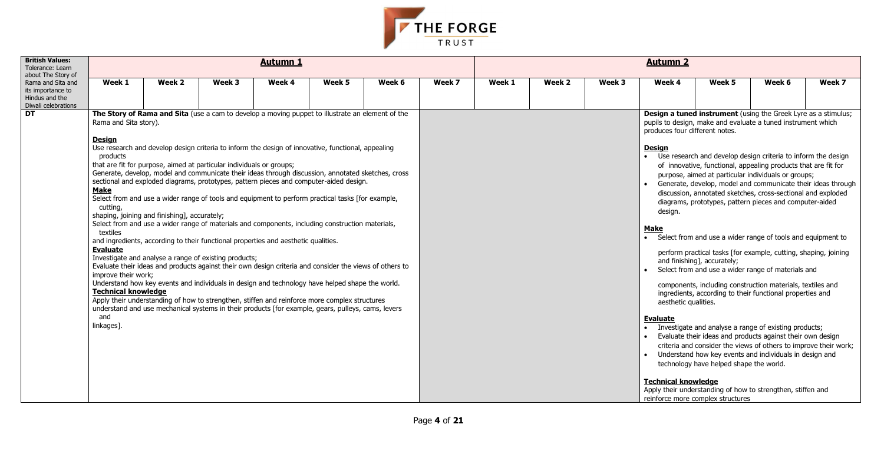| British Values: Tolerance: Learn about The Story of Rama and Sita and its importance to Hindus and the Diwali celebrations | Autumn 1 | | | | | | | Autumn 2 | | | | | | |
|---|---|---|---|---|---|---|---|---|---|---|---|---|---|---|
| | Week 1 | Week 2 | Week 3 | Week 4 | Week 5 | Week 6 | Week 7 | Week 1 | Week 2 | Week 3 | Week 4 | Week 5 | Week 6 | Week 7 |
| **DT** | **The Story of Rama and Sita** (use a cam to develop a moving puppet to illustrate an element of the Rama and Sita story).<br><br>**Design**<br>Use research and develop design criteria to inform the design of innovative, functional, appealing products that are fit for purpose, aimed at particular individuals or groups;<br>Generate, develop, model and communicate their ideas through discussion, annotated sketches, cross sectional and exploded diagrams, prototypes, pattern pieces and computer-aided design.<br>**Make**<br>Select from and use a wider range of tools and equipment to perform practical tasks [for example, cutting, shaping, joining and finishing], accurately;<br>Select from and use a wider range of materials and components, including construction materials, textiles and ingredients, according to their functional properties and aesthetic qualities.<br>**Evaluate**<br>Investigate and analyse a range of existing products;<br>Evaluate their ideas and products against their own design criteria and consider the views of others to improve their work;<br>Understand how key events and individuals in design and technology have helped shape the world.<br>**Technical knowledge**<br>Apply their understanding of how to strengthen, stiffen and reinforce more complex structures understand and use mechanical systems in their products [for example, gears, pulleys, cams, levers and linkages]. | | | | | | | | | | **Design a tuned instrument** (using the Greek Lyre as a stimulus; pupils to design, make and evaluate a tuned instrument which produces four different notes.<br><br>**Design**<br>• Use research and develop design criteria to inform the design of innovative, functional, appealing products that are fit for purpose, aimed at particular individuals or groups;<br>• Generate, develop, model and communicate their ideas through discussion, annotated sketches, cross-sectional and exploded diagrams, prototypes, pattern pieces and computer-aided design.<br><br>**Make**<br>• Select from and use a wider range of tools and equipment to perform practical tasks [for example, cutting, shaping, joining and finishing], accurately;<br>• Select from and use a wider range of materials and components, including construction materials, textiles and ingredients, according to their functional properties and aesthetic qualities.<br><br>**Evaluate**<br>• Investigate and analyse a range of existing products;<br>• Evaluate their ideas and products against their own design criteria and consider the views of others to improve their work;<br>• Understand how key events and individuals in design and technology have helped shape the world.<br><br>**Technical knowledge**<br>Apply their understanding of how to strengthen, stiffen and reinforce more complex structures | | | |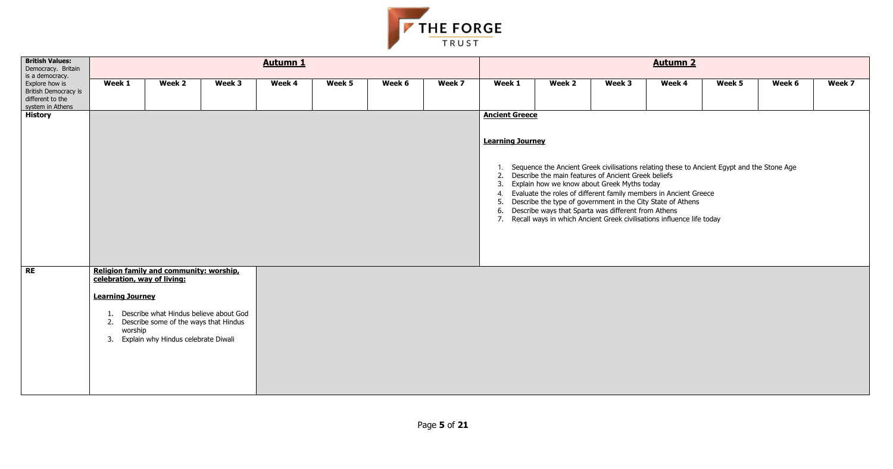| British Values: Democracy. Britain is a democracy. Explore how is British Democracy is different to the system in Athens | Autumn 1 | | | | | | | Autumn 2 | | | | | | |
|---|---|---|---|---|---|---|---|---|---|---|---|---|---|---|
| | Week 1 | Week 2 | Week 3 | Week 4 | Week 5 | Week 6 | Week 7 | Week 1 | Week 2 | Week 3 | Week 4 | Week 5 | Week 6 | Week 7 |
| **History** | | | | | | | | **Ancient Greece**<br><br>**Learning Journey**<br><br>1. Sequence the Ancient Greek civilisations relating these to Ancient Egypt and the Stone Age<br>2. Describe the main features of Ancient Greek beliefs<br>3. Explain how we know about Greek Myths today<br>4. Evaluate the roles of different family members in Ancient Greece<br>5. Describe the type of government in the City State of Athens<br>6. Describe ways that Sparta was different from Athens<br>7. Recall ways in which Ancient Greek civilisations influence life today | | | | | | |
| **RE** | **Religion family and community: worship, celebration, way of living:**<br><br>**Learning Journey**<br><br>1. Describe what Hindus believe about God<br>2. Describe some of the ways that Hindus worship<br>3. Explain why Hindus celebrate Diwali | | | | | | | | | | | | | |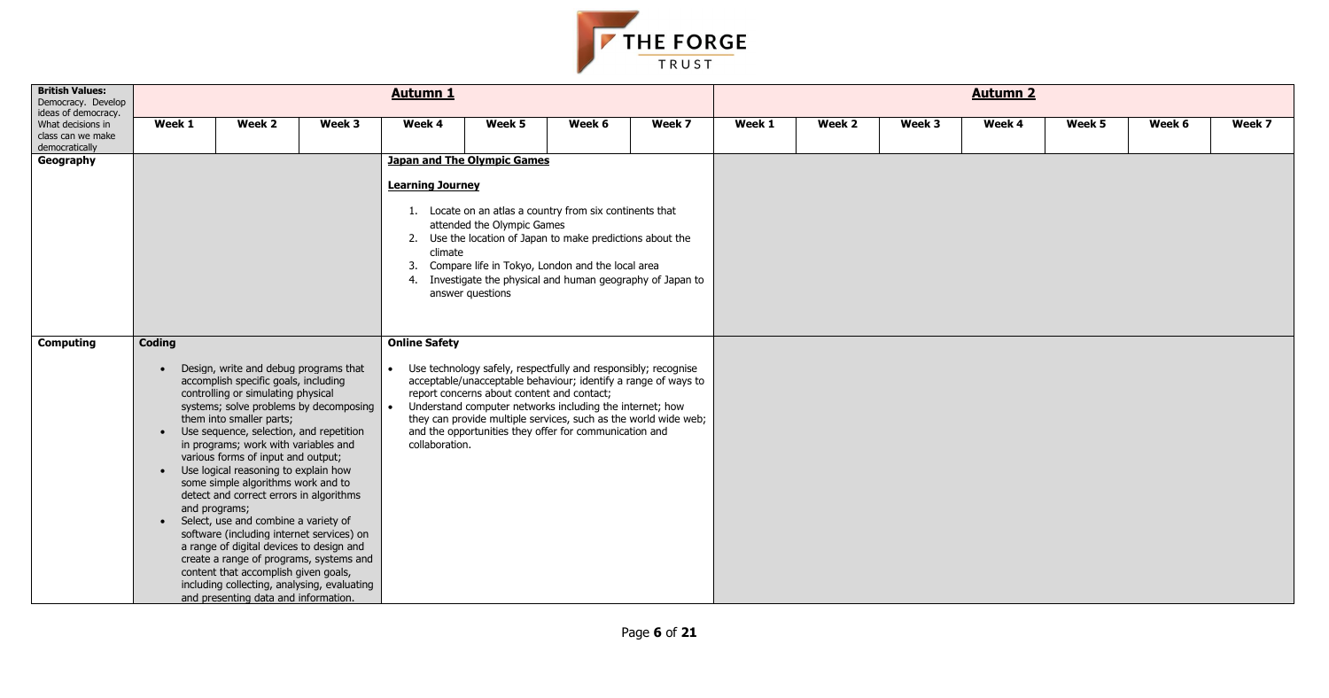| British Values: Democracy. Develop ideas of democracy. What decisions in class can we make democratically | Autumn 1 | | | | | | | Autumn 2 | | | | | | |
|---|---|---|---|---|---|---|---|---|---|---|---|---|---|---|
| | **Week 1** | **Week 2** | **Week 3** | **Week 4** | **Week 5** | **Week 6** | **Week 7** | **Week 1** | **Week 2** | **Week 3** | **Week 4** | **Week 5** | **Week 6** | **Week 7** |
| **Geography** | | | | **Japan and The Olympic Games**<br><br>**Learning Journey**<br><br>1. Locate on an atlas a country from six continents that attended the Olympic Games<br>2. Use the location of Japan to make predictions about the climate<br>3. Compare life in Tokyo, London and the local area<br>4. Investigate the physical and human geography of Japan to answer questions | | | | | | | | | | |
| **Computing** | **Coding**<br><br>• Design, write and debug programs that accomplish specific goals, including controlling or simulating physical systems; solve problems by decomposing them into smaller parts;<br>• Use sequence, selection, and repetition in programs; work with variables and various forms of input and output;<br>• Use logical reasoning to explain how some simple algorithms work and to detect and correct errors in algorithms and programs;<br>• Select, use and combine a variety of software (including internet services) on a range of digital devices to design and create a range of programs, systems and content that accomplish given goals, including collecting, analysing, evaluating and presenting data and information. | | | **Online Safety**<br><br>• Use technology safely, respectfully and responsibly; recognise acceptable/unacceptable behaviour; identify a range of ways to report concerns about content and contact;<br>• Understand computer networks including the internet; how they can provide multiple services, such as the world wide web; and the opportunities they offer for communication and collaboration. | | | | | | | | | | |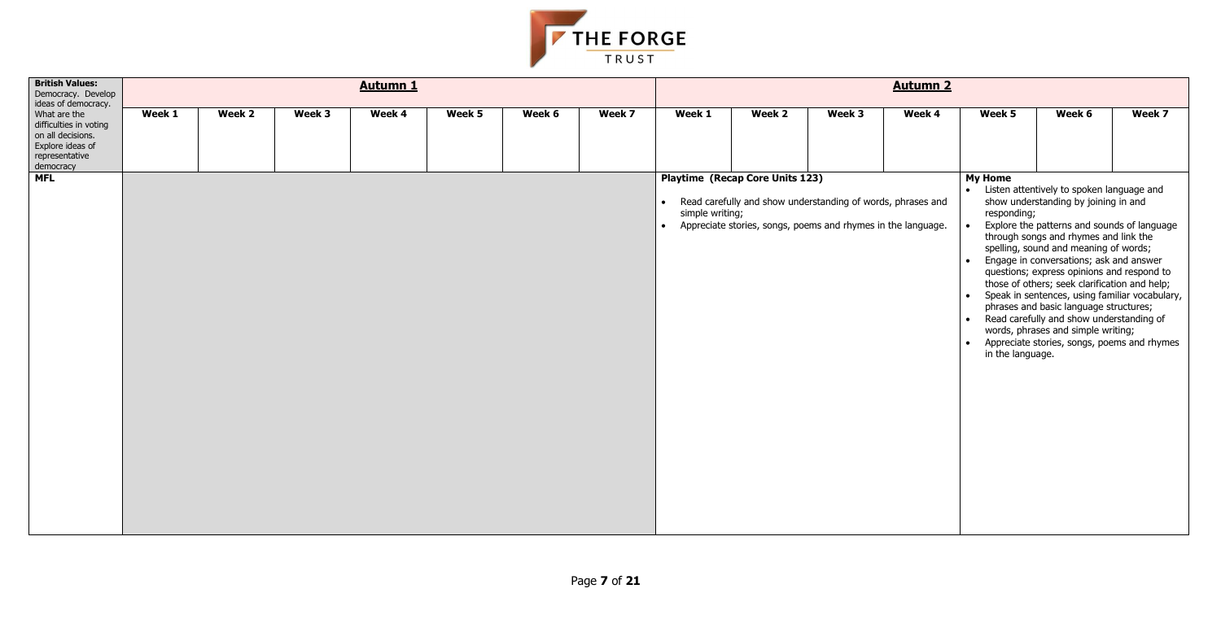| **British Values:** Democracy. Develop ideas of democracy. What are the difficulties in voting on all decisions. Explore ideas of representative democracy | **Autumn 1** | | | | | | | **Autumn 2** | | | | | | |
|---|---|---|---|---|---|---|---|---|---|---|---|---|---|---|
| | **Week 1** | **Week 2** | **Week 3** | **Week 4** | **Week 5** | **Week 6** | **Week 7** | **Week 1** | **Week 2** | **Week 3** | **Week 4** | **Week 5** | **Week 6** | **Week 7** |
| **MFL** | | | | | | | | **Playtime (Recap Core Units 123)**<br>• Read carefully and show understanding of words, phrases and simple writing;<br>• Appreciate stories, songs, poems and rhymes in the language. | | | | **My Home**<br>• Listen attentively to spoken language and show understanding by joining in and responding;<br>• Explore the patterns and sounds of language through songs and rhymes and link the spelling, sound and meaning of words;<br>• Engage in conversations; ask and answer questions; express opinions and respond to those of others; seek clarification and help;<br>• Speak in sentences, using familiar vocabulary, phrases and basic language structures;<br>• Read carefully and show understanding of words, phrases and simple writing;<br>• Appreciate stories, songs, poems and rhymes in the language. | | |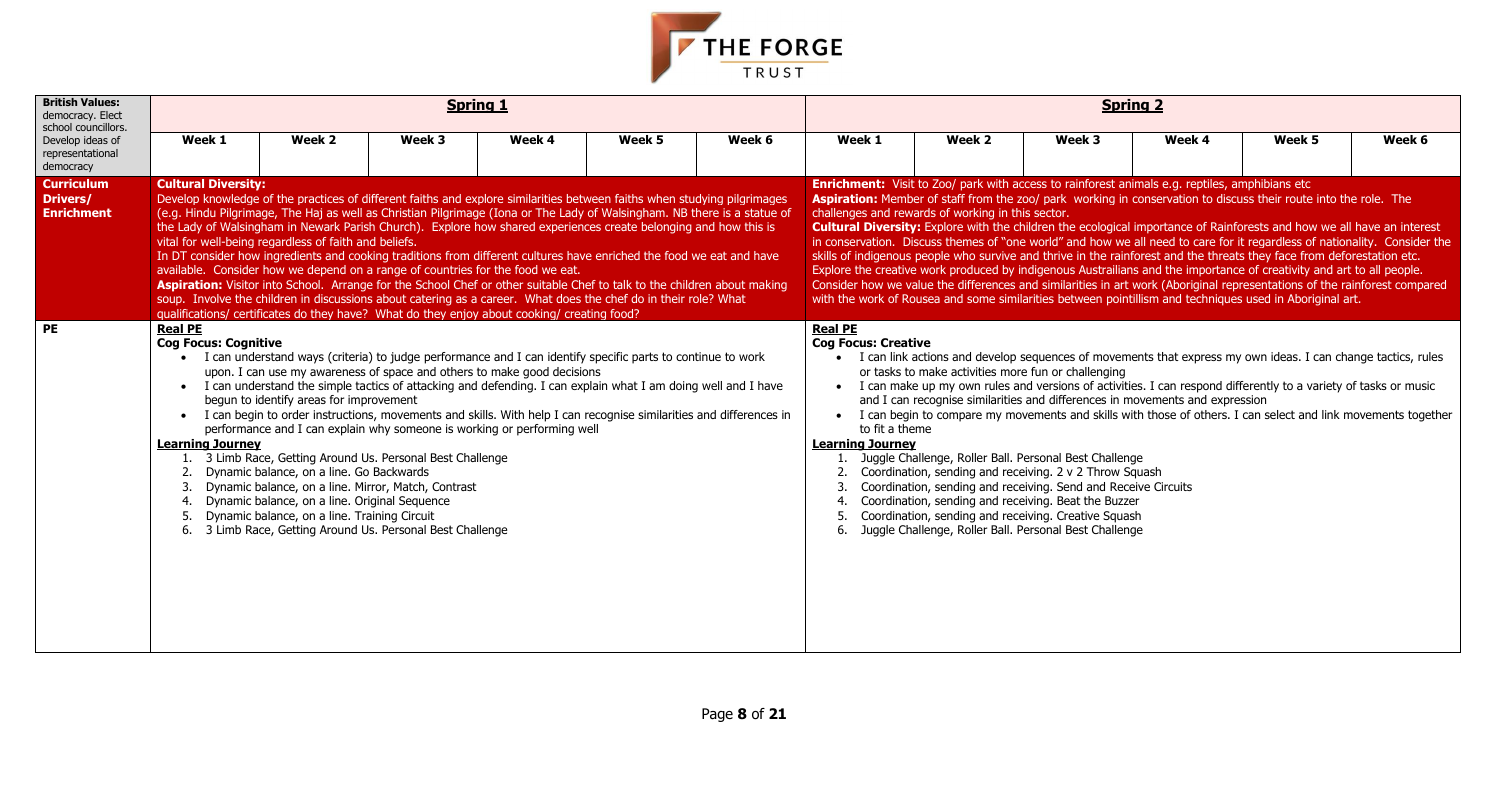| British Values: democracy. Elect school councillors. Develop ideas of representational democracy | Spring 1 | | | | | | Spring 2 | | | | | |
|---|---|---|---|---|---|---|---|---|---|---|---|---|
| | Week 1 | Week 2 | Week 3 | Week 4 | Week 5 | Week 6 | Week 1 | Week 2 | Week 3 | Week 4 | Week 5 | Week 6 |
| **Curriculum Drivers/ Enrichment** | **Cultural Diversity:** Develop knowledge of the practices of different faiths and explore similarities between faiths when studying pilgrimages (e.g. Hindu Pilgrimage, The Haj as well as Christian Pilgrimage (Iona or The Lady of Walsingham. NB there is a statue of the Lady of Walsingham in Newark Parish Church). Explore how shared experiences create belonging and how this is vital for well-being regardless of faith and beliefs. In DT consider how ingredients and cooking traditions from different cultures have enriched the food we eat and have available. Consider how we depend on a range of countries for the food we eat. **Aspiration:** Visitor into School. Arrange for the School Chef or other suitable Chef to talk to the children about making soup. Involve the children in discussions about catering as a career. What does the chef do in their role? What qualifications/ certificates do they have? What do they enjoy about cooking/ creating food? | | | | | | **Enrichment:** Visit to Zoo/ park with access to rainforest animals e.g. reptiles, amphibians etc **Aspiration:** Member of staff from the zoo/ park working in conservation to discuss their route into the role. The challenges and rewards of working in this sector. **Cultural Diversity:** Explore with the children the ecological importance of Rainforests and how we all have an interest in conservation. Discuss themes of "one world" and how we all need to care for it regardless of nationality. Consider the skills of indigenous people who survive and thrive in the rainforest and the threats they face from deforestation etc. Explore the creative work produced by indigenous Austrailians and the importance of creativity and art to all people. Consider how we value the differences and similarities in art work (Aboriginal representations of the rainforest compared with the work of Rousea and some similarities between pointillism and techniques used in Aboriginal art. | | | | | |
| **PE** | **Real PE**<br>**Cog Focus: Cognitive**<br>• I can understand ways (criteria) to judge performance and I can identify specific parts to continue to work upon. I can use my awareness of space and others to make good decisions<br>• I can understand the simple tactics of attacking and defending. I can explain what I am doing well and I have begun to identify areas for improvement<br>• I can begin to order instructions, movements and skills. With help I can recognise similarities and differences in performance and I can explain why someone is working or performing well<br>**Learning Journey**<br>1. 3 Limb Race, Getting Around Us. Personal Best Challenge<br>2. Dynamic balance, on a line. Go Backwards<br>3. Dynamic balance, on a line. Mirror, Match, Contrast<br>4. Dynamic balance, on a line. Original Sequence<br>5. Dynamic balance, on a line. Training Circuit<br>6. 3 Limb Race, Getting Around Us. Personal Best Challenge | | | | | | **Real PE**<br>**Cog Focus: Creative**<br>• I can link actions and develop sequences of movements that express my own ideas. I can change tactics, rules or tasks to make activities more fun or challenging<br>• I can make up my own rules and versions of activities. I can respond differently to a variety of tasks or music and I can recognise similarities and differences in movements and expression<br>• I can begin to compare my movements and skills with those of others. I can select and link movements together to fit a theme<br>**Learning Journey**<br>1. Juggle Challenge, Roller Ball. Personal Best Challenge<br>2. Coordination, sending and receiving. 2 v 2 Throw Squash<br>3. Coordination, sending and receiving. Send and Receive Circuits<br>4. Coordination, sending and receiving. Beat the Buzzer<br>5. Coordination, sending and receiving. Creative Squash<br>6. Juggle Challenge, Roller Ball. Personal Best Challenge | | | | | |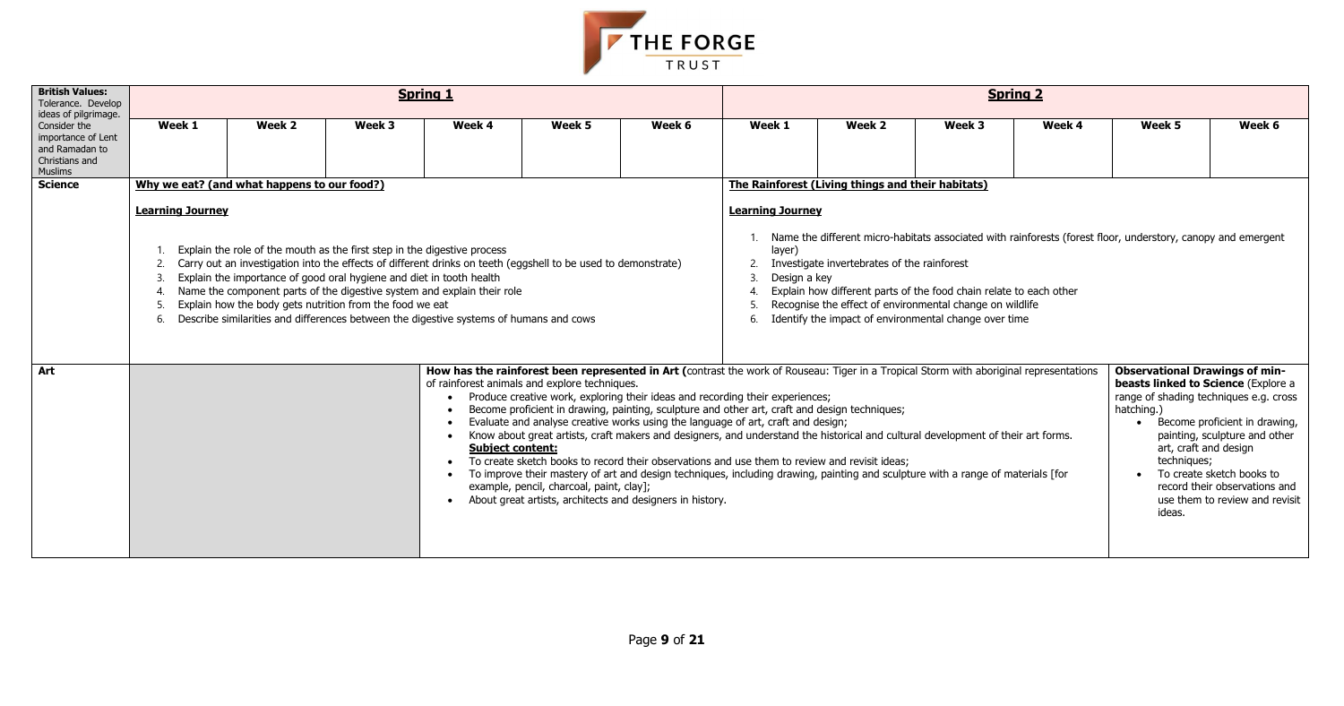| British Values: Tolerance. Develop ideas of pilgrimage. Consider the importance of Lent and Ramadan to Christians and Muslims | **Spring 1** | | | | | | **Spring 2** | | | | | |
|---|---|---|---|---|---|---|---|---|---|---|---|---|
| | **Week 1** | **Week 2** | **Week 3** | **Week 4** | **Week 5** | **Week 6** | **Week 1** | **Week 2** | **Week 3** | **Week 4** | **Week 5** | **Week 6** |
| **Science** | **Why we eat? (and what happens to our food?)**<br><br>**Learning Journey**<br><br>1. Explain the role of the mouth as the first step in the digestive process<br>2. Carry out an investigation into the effects of different drinks on teeth (eggshell to be used to demonstrate)<br>3. Explain the importance of good oral hygiene and diet in tooth health<br>4. Name the component parts of the digestive system and explain their role<br>5. Explain how the body gets nutrition from the food we eat<br>6. Describe similarities and differences between the digestive systems of humans and cows | | | | | | **The Rainforest (Living things and their habitats)**<br><br>**Learning Journey**<br><br>1. Name the different micro-habitats associated with rainforests (forest floor, understory, canopy and emergent layer)<br>2. Investigate invertebrates of the rainforest<br>3. Design a key<br>4. Explain how different parts of the food chain relate to each other<br>5. Recognise the effect of environmental change on wildlife<br>6. Identify the impact of environmental change over time | | | | | |
| **Art** | | | | **How has the rainforest been represented in Art (**contrast the work of Rouseau: Tiger in a Tropical Storm with aboriginal representations of rainforest animals and explore techniques.<br>• Produce creative work, exploring their ideas and recording their experiences;<br>• Become proficient in drawing, painting, sculpture and other art, craft and design techniques;<br>• Evaluate and analyse creative works using the language of art, craft and design;<br>• Know about great artists, craft makers and designers, and understand the historical and cultural development of their art forms.<br>**Subject content:**<br>• To create sketch books to record their observations and use them to review and revisit ideas;<br>• To improve their mastery of art and design techniques, including drawing, painting and sculpture with a range of materials [for example, pencil, charcoal, paint, clay];<br>• About great artists, architects and designers in history. | | | | | | | **Observational Drawings of min-beasts linked to Science** (Explore a range of shading techniques e.g. cross hatching.)<br>• Become proficient in drawing, painting, sculpture and other art, craft and design techniques;<br>• To create sketch books to record their observations and use them to review and revisit ideas. | |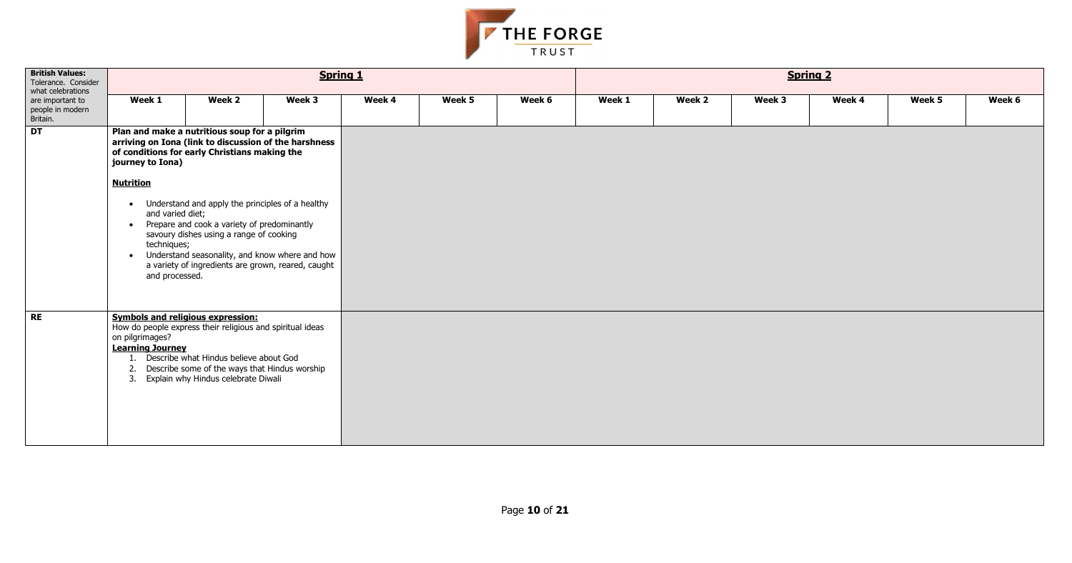| British Values: Tolerance. Consider what celebrations are important to people in modern Britain. | Spring 1 | | | | | | Spring 2 | | | | | |
|---|---|---|---|---|---|---|---|---|---|---|---|---|
| | Week 1 | Week 2 | Week 3 | Week 4 | Week 5 | Week 6 | Week 1 | Week 2 | Week 3 | Week 4 | Week 5 | Week 6 |
| **DT** | **Plan and make a nutritious soup for a pilgrim arriving on Iona (link to discussion of the harshness of conditions for early Christians making the journey to Iona)**<br><br>**Nutrition**<br>• Understand and apply the principles of a healthy and varied diet;<br>• Prepare and cook a variety of predominantly savoury dishes using a range of cooking techniques;<br>• Understand seasonality, and know where and how a variety of ingredients are grown, reared, caught and processed. | | | | | | | | | | | |
| **RE** | **Symbols and religious expression:**<br>How do people express their religious and spiritual ideas on pilgrimages?<br>**Learning Journey**<br>1. Describe what Hindus believe about God<br>2. Describe some of the ways that Hindus worship<br>3. Explain why Hindus celebrate Diwali | | | | | | | | | | | |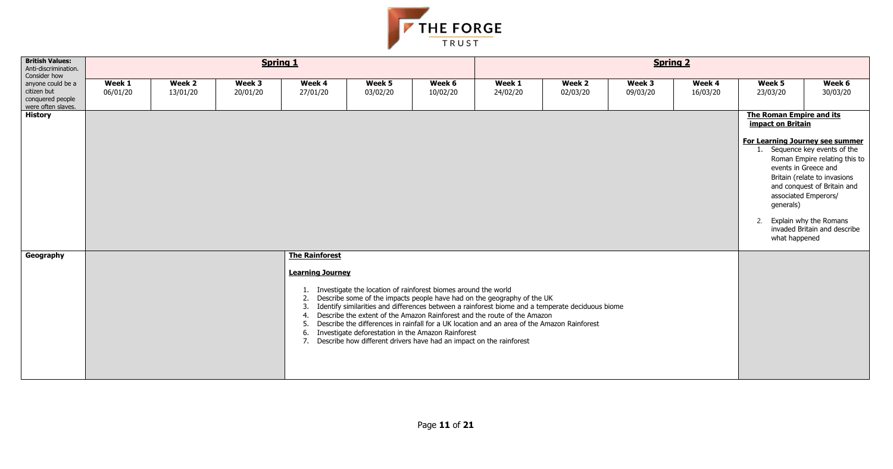| British Values: Anti-discrimination. Consider how anyone could be a citizen but conquered people were often slaves. | **Spring 1** | | | | | | **Spring 2** | | | | | |
|---|---|---|---|---|---|---|---|---|---|---|---|---|
| | **Week 1** 06/01/20 | **Week 2** 13/01/20 | **Week 3** 20/01/20 | **Week 4** 27/01/20 | **Week 5** 03/02/20 | **Week 6** 10/02/20 | **Week 1** 24/02/20 | **Week 2** 02/03/20 | **Week 3** 09/03/20 | **Week 4** 16/03/20 | **Week 5** 23/03/20 | **Week 6** 30/03/20 |
| **History** | | | | | | | | | | | **The Roman Empire and its impact on Britain**<br><br>**For Learning Journey see summer**<br>1. Sequence key events of the Roman Empire relating this to events in Greece and Britain (relate to invasions and conquest of Britain and associated Emperors/ generals)<br>2. Explain why the Romans invaded Britain and describe what happened | |
| **Geography** | | | | **The Rainforest**<br><br>**Learning Journey**<br>1. Investigate the location of rainforest biomes around the world<br>2. Describe some of the impacts people have had on the geography of the UK<br>3. Identify similarities and differences between a rainforest biome and a temperate deciduous biome<br>4. Describe the extent of the Amazon Rainforest and the route of the Amazon<br>5. Describe the differences in rainfall for a UK location and an area of the Amazon Rainforest<br>6. Investigate deforestation in the Amazon Rainforest<br>7. Describe how different drivers have had an impact on the rainforest | | | | | | | | |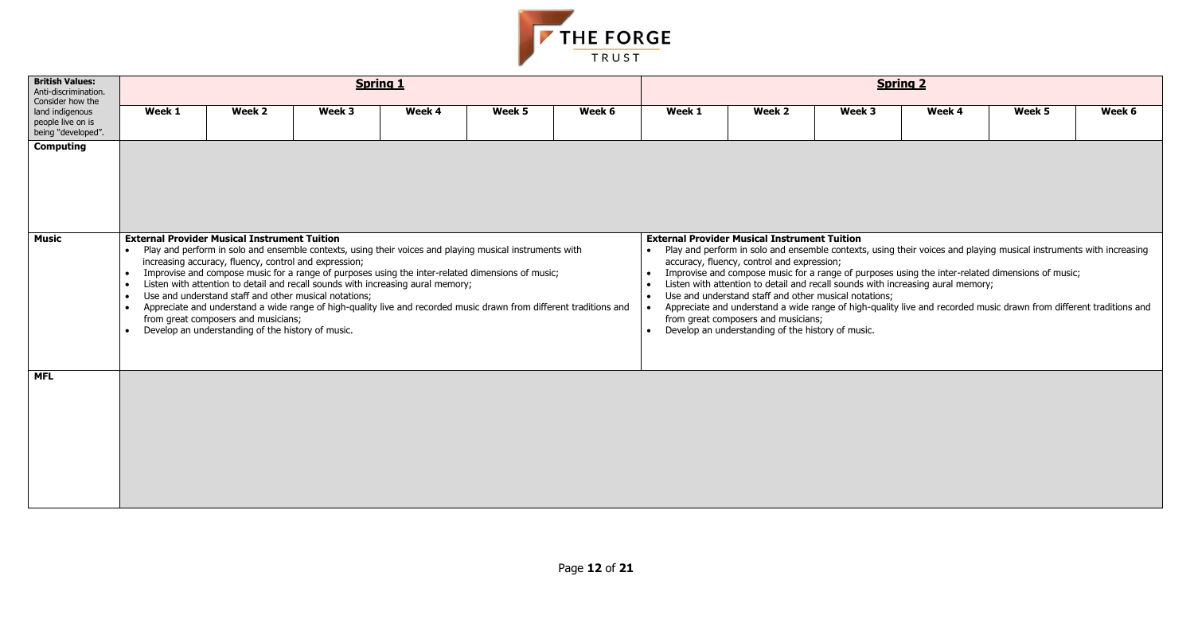| British Values: Anti-discrimination. Consider how the land indigenous people live on is being "developed". | Spring 1 | | | | | | Spring 2 | | | | | |
|---|---|---|---|---|---|---|---|---|---|---|---|---|
| | Week 1 | Week 2 | Week 3 | Week 4 | Week 5 | Week 6 | Week 1 | Week 2 | Week 3 | Week 4 | Week 5 | Week 6 |
| **Computing** | | | | | | | | | | | | |
| **Music** | **External Provider Musical Instrument Tuition**<br>• Play and perform in solo and ensemble contexts, using their voices and playing musical instruments with increasing accuracy, fluency, control and expression;<br>• Improvise and compose music for a range of purposes using the inter-related dimensions of music;<br>• Listen with attention to detail and recall sounds with increasing aural memory;<br>• Use and understand staff and other musical notations;<br>• Appreciate and understand a wide range of high-quality live and recorded music drawn from different traditions and from great composers and musicians;<br>• Develop an understanding of the history of music. | | | | | | **External Provider Musical Instrument Tuition**<br>• Play and perform in solo and ensemble contexts, using their voices and playing musical instruments with increasing accuracy, fluency, control and expression;<br>• Improvise and compose music for a range of purposes using the inter-related dimensions of music;<br>• Listen with attention to detail and recall sounds with increasing aural memory;<br>• Use and understand staff and other musical notations;<br>• Appreciate and understand a wide range of high-quality live and recorded music drawn from different traditions and from great composers and musicians;<br>• Develop an understanding of the history of music. | | | | | |
| **MFL** | | | | | | | | | | | | |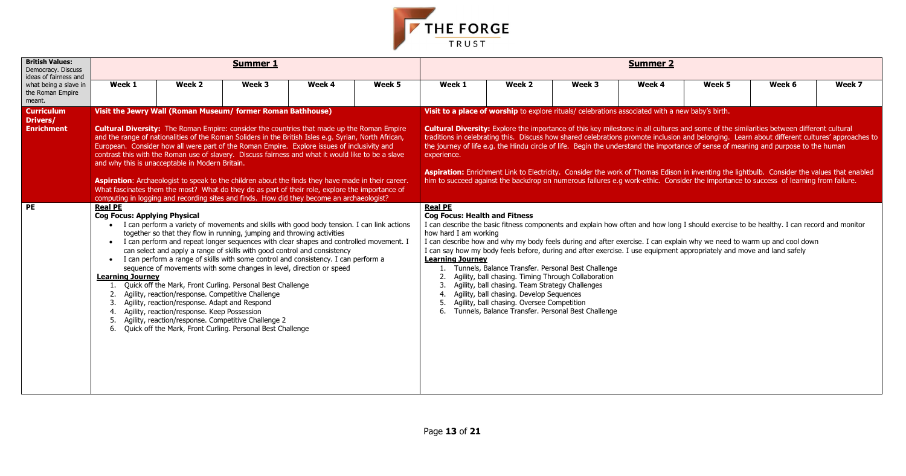| British Values: Democracy. Discuss ideas of fairness and what being a slave in the Roman Empire meant. | Summer 1 | | | | | Summer 2 | | | | | | |
|---|---|---|---|---|---|---|---|---|---|---|---|---|
| | Week 1 | Week 2 | Week 3 | Week 4 | Week 5 | Week 1 | Week 2 | Week 3 | Week 4 | Week 5 | Week 6 | Week 7 |
| **Curriculum Drivers/ Enrichment** | **Visit the Jewry Wall (Roman Museum/ former Roman Bathhouse)**<br><br>**Cultural Diversity:** The Roman Empire: consider the countries that made up the Roman Empire and the range of nationalities of the Roman Soliders in the British Isles e.g. Syrian, North African, European. Consider how all were part of the Roman Empire. Explore issues of inclusivity and contrast this with the Roman use of slavery. Discuss fairness and what it would like to be a slave and why this is unacceptable in Modern Britain.<br><br>**Aspiration**: Archaeologist to speak to the children about the finds they have made in their career. What fascinates them the most? What do they do as part of their role, explore the importance of computing in logging and recording sites and finds. How did they become an archaeologist? | | | | | **Visit to a place of worship** to explore rituals/ celebrations associated with a new baby's birth.<br><br>**Cultural Diversity:** Explore the importance of this key milestone in all cultures and some of the similarities between different cultural traditions in celebrating this. Discuss how shared celebrations promote inclusion and belonging. Learn about different cultures' approaches to the journey of life e.g. the Hindu circle of life. Begin the understand the importance of sense of meaning and purpose to the human experience.<br><br>**Aspiration:** Enrichment Link to Electricity. Consider the work of Thomas Edison in inventing the lightbulb. Consider the values that enabled him to succeed against the backdrop on numerous failures e.g work-ethic. Consider the importance to success of learning from failure. | | | | | | |
| **PE** | **Real PE**<br>**Cog Focus: Applying Physical**<br>• I can perform a variety of movements and skills with good body tension. I can link actions together so that they flow in running, jumping and throwing activities<br>• I can perform and repeat longer sequences with clear shapes and controlled movement. I can select and apply a range of skills with good control and consistency<br>• I can perform a range of skills with some control and consistency. I can perform a sequence of movements with some changes in level, direction or speed<br>**Learning Journey**<br>1. Quick off the Mark, Front Curling. Personal Best Challenge<br>2. Agility, reaction/response. Competitive Challenge<br>3. Agility, reaction/response. Adapt and Respond<br>4. Agility, reaction/response. Keep Possession<br>5. Agility, reaction/response. Competitive Challenge 2<br>6. Quick off the Mark, Front Curling. Personal Best Challenge | | | | | **Real PE**<br>**Cog Focus: Health and Fitness**<br>I can describe the basic fitness components and explain how often and how long I should exercise to be healthy. I can record and monitor how hard I am working<br>I can describe how and why my body feels during and after exercise. I can explain why we need to warm up and cool down<br>I can say how my body feels before, during and after exercise. I use equipment appropriately and move and land safely<br>**Learning Journey**<br>1. Tunnels, Balance Transfer. Personal Best Challenge<br>2. Agility, ball chasing. Timing Through Collaboration<br>3. Agility, ball chasing. Team Strategy Challenges<br>4. Agility, ball chasing. Develop Sequences<br>5. Agility, ball chasing. Oversee Competition<br>6. Tunnels, Balance Transfer. Personal Best Challenge | | | | | | |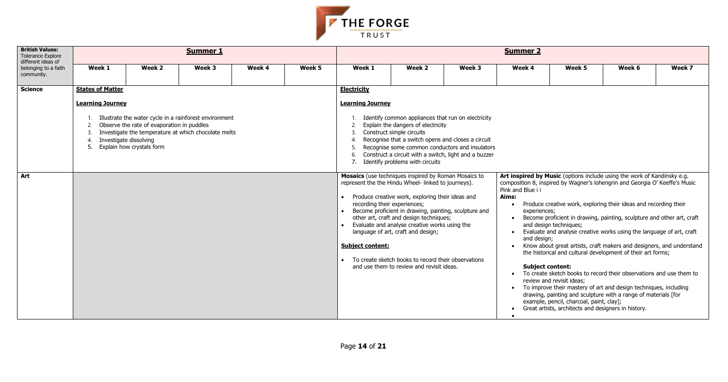| British Values: Tolerance Explore different ideas of belonging to a faith community. | Summer 1 | | | | | Summer 2 | | | | | | |
|---|---|---|---|---|---|---|---|---|---|---|---|---|
| | Week 1 | Week 2 | Week 3 | Week 4 | Week 5 | Week 1 | Week 2 | Week 3 | Week 4 | Week 5 | Week 6 | Week 7 |
| **Science** | **States of Matter**<br><br>**Learning Journey**<br><br>1. Illustrate the water cycle in a rainforest environment<br>2. Observe the rate of evaporation in puddles<br>3. Investigate the temperature at which chocolate melts<br>4. Investigate dissolving<br>5. Explain how crystals form | | | | | **Electricity**<br><br>**Learning Journey**<br><br>1. Identify common appliances that run on electricity<br>2. Explain the dangers of electricity<br>3. Construct simple circuits<br>4. Recognise that a switch opens and closes a circuit<br>5. Recognise some common conductors and insulators<br>6. Construct a circuit with a switch, light and a buzzer<br>7. Identify problems with circuits | | | | | | |
| **Art** | | | | | | **Mosaics** (use techniques inspired by Roman Mosaics to represent the the Hindu Wheel- linked to journeys).<br><br>• Produce creative work, exploring their ideas and recording their experiences;<br>• Become proficient in drawing, painting, sculpture and other art, craft and design techniques;<br>• Evaluate and analyse creative works using the language of art, craft and design;<br><br>**Subject content:**<br><br>• To create sketch books to record their observations and use them to review and revisit ideas. | | | **Art inspired by Music** (options include using the work of Kandinsky e.g. composition 8, inspired by Wagner's lohengrin and Georgia O' Keeffe's Music Pink and Blue i i<br>**Aims:**<br>• Produce creative work, exploring their ideas and recording their experiences;<br>• Become proficient in drawing, painting, sculpture and other art, craft and design techniques;<br>• Evaluate and analyse creative works using the language of art, craft and design;<br>• Know about great artists, craft makers and designers, and understand the historical and cultural development of their art forms;<br><br>**Subject content:**<br>• To create sketch books to record their observations and use them to review and revisit ideas;<br>• To improve their mastery of art and design techniques, including drawing, painting and sculpture with a range of materials [for example, pencil, charcoal, paint, clay];<br>• Great artists, architects and designers in history.<br>• | | | |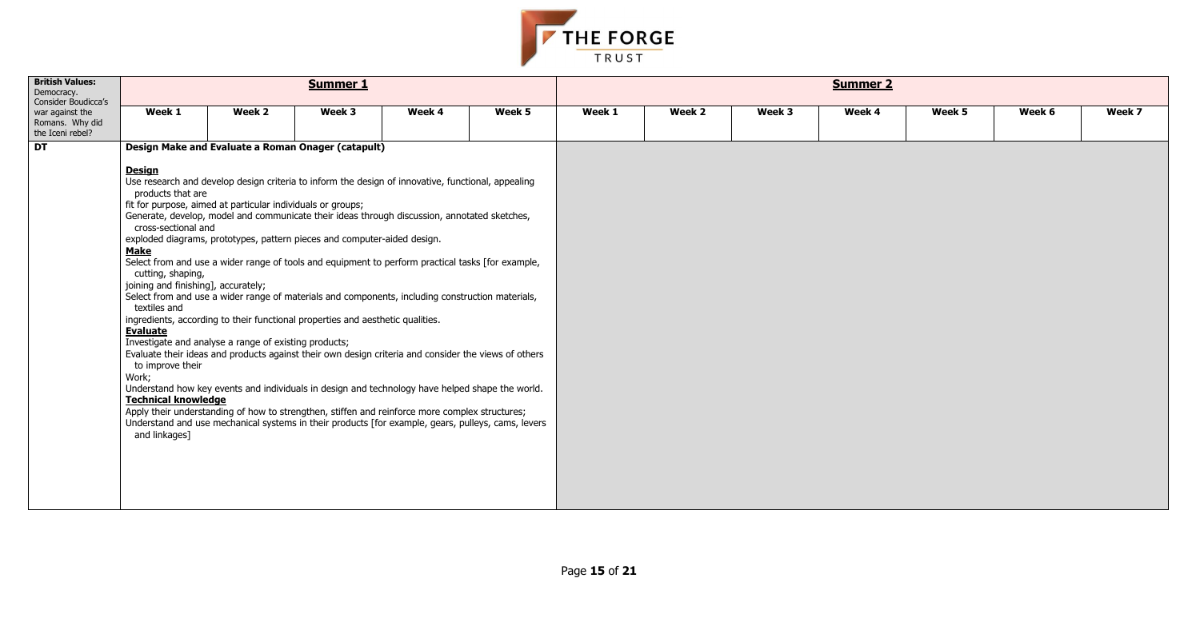| British Values: Democracy. Consider Boudicca's war against the Romans. Why did the Iceni rebel? | Summer 1 | | | | | Summer 2 | | | | | | |
|---|---|---|---|---|---|---|---|---|---|---|---|---|
| | Week 1 | Week 2 | Week 3 | Week 4 | Week 5 | Week 1 | Week 2 | Week 3 | Week 4 | Week 5 | Week 6 | Week 7 |
| DT | **Design Make and Evaluate a Roman Onager (catapult)**<br><br>**Design**<br>Use research and develop design criteria to inform the design of innovative, functional, appealing products that are fit for purpose, aimed at particular individuals or groups;<br>Generate, develop, model and communicate their ideas through discussion, annotated sketches, cross-sectional and exploded diagrams, prototypes, pattern pieces and computer-aided design.<br>**Make**<br>Select from and use a wider range of tools and equipment to perform practical tasks [for example, cutting, shaping, joining and finishing], accurately;<br>Select from and use a wider range of materials and components, including construction materials, textiles and ingredients, according to their functional properties and aesthetic qualities.<br>**Evaluate**<br>Investigate and analyse a range of existing products;<br>Evaluate their ideas and products against their own design criteria and consider the views of others to improve their Work;<br>Understand how key events and individuals in design and technology have helped shape the world.<br>**Technical knowledge**<br>Apply their understanding of how to strengthen, stiffen and reinforce more complex structures;<br>Understand and use mechanical systems in their products [for example, gears, pulleys, cams, levers and linkages] | | | | | | | | | | | |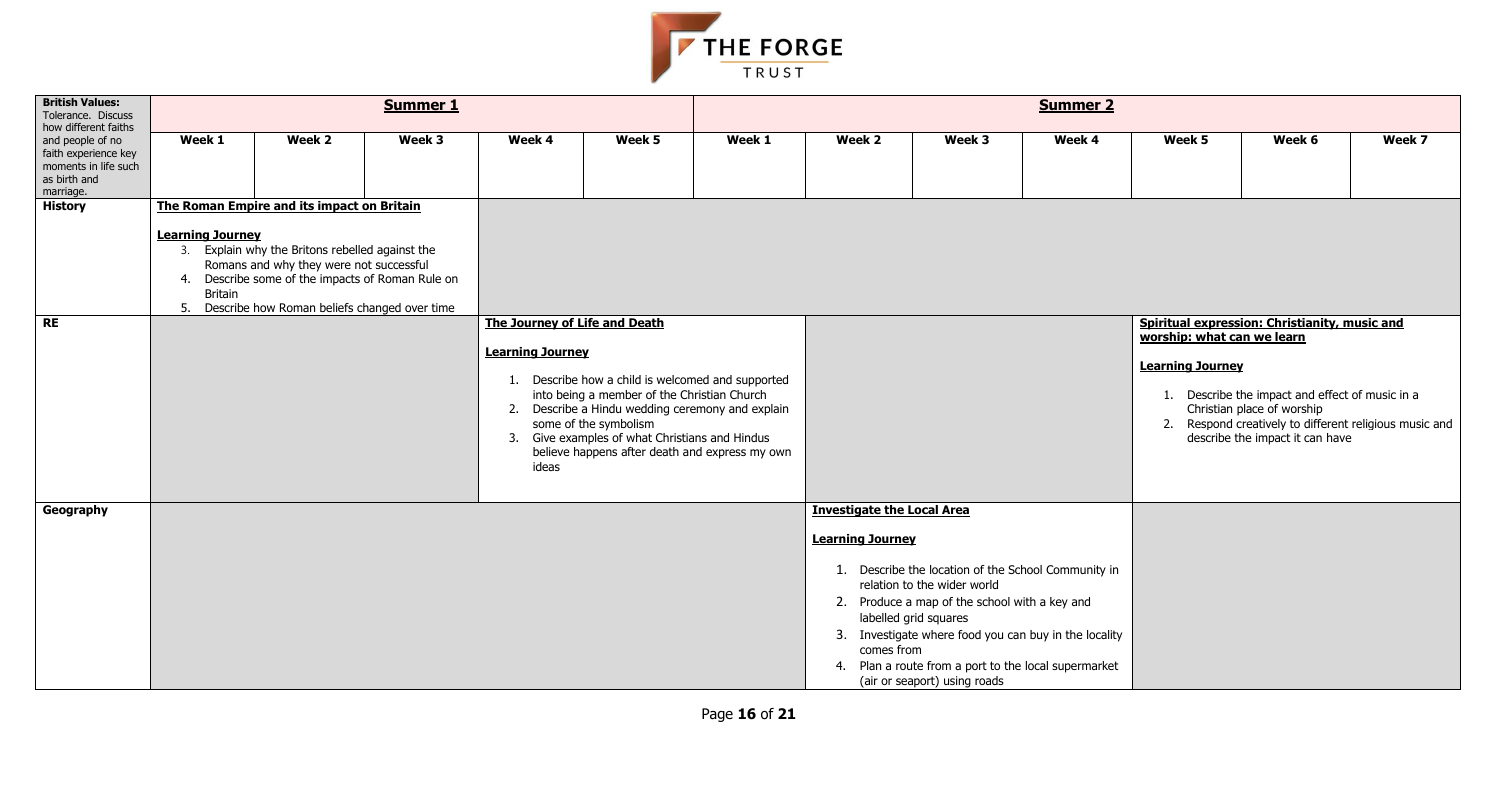| British Values: Tolerance. Discuss how different faiths and people of no faith experience key moments in life such as birth and marriage. | **Summer 1** | | | | | **Summer 2** | | | | | | |
|---|---|---|---|---|---|---|---|---|---|---|---|---|
| | **Week 1** | **Week 2** | **Week 3** | **Week 4** | **Week 5** | **Week 1** | **Week 2** | **Week 3** | **Week 4** | **Week 5** | **Week 6** | **Week 7** |
| **History** | **The Roman Empire and its impact on Britain**<br><br>**Learning Journey**<br>3. Explain why the Britons rebelled against the Romans and why they were not successful<br>4. Describe some of the impacts of Roman Rule on Britain<br>5. Describe how Roman beliefs changed over time | | | | | | | | | | | |
| **RE** | | | | **The Journey of Life and Death**<br><br>**Learning Journey**<br>1. Describe how a child is welcomed and supported into being a member of the Christian Church<br>2. Describe a Hindu wedding ceremony and explain some of the symbolism<br>3. Give examples of what Christians and Hindus believe happens after death and express my own ideas | | | | | | **Spiritual expression: Christianity, music and worship: what can we learn**<br><br>**Learning Journey**<br>1. Describe the impact and effect of music in a Christian place of worship<br>2. Respond creatively to different religious music and describe the impact it can have | | |
| **Geography** | | | | | | | **Investigate the Local Area**<br><br>**Learning Journey**<br>1. Describe the location of the School Community in relation to the wider world<br>2. Produce a map of the school with a key and labelled grid squares<br>3. Investigate where food you can buy in the locality comes from<br>4. Plan a route from a port to the local supermarket (air or seaport) using roads | | | | | |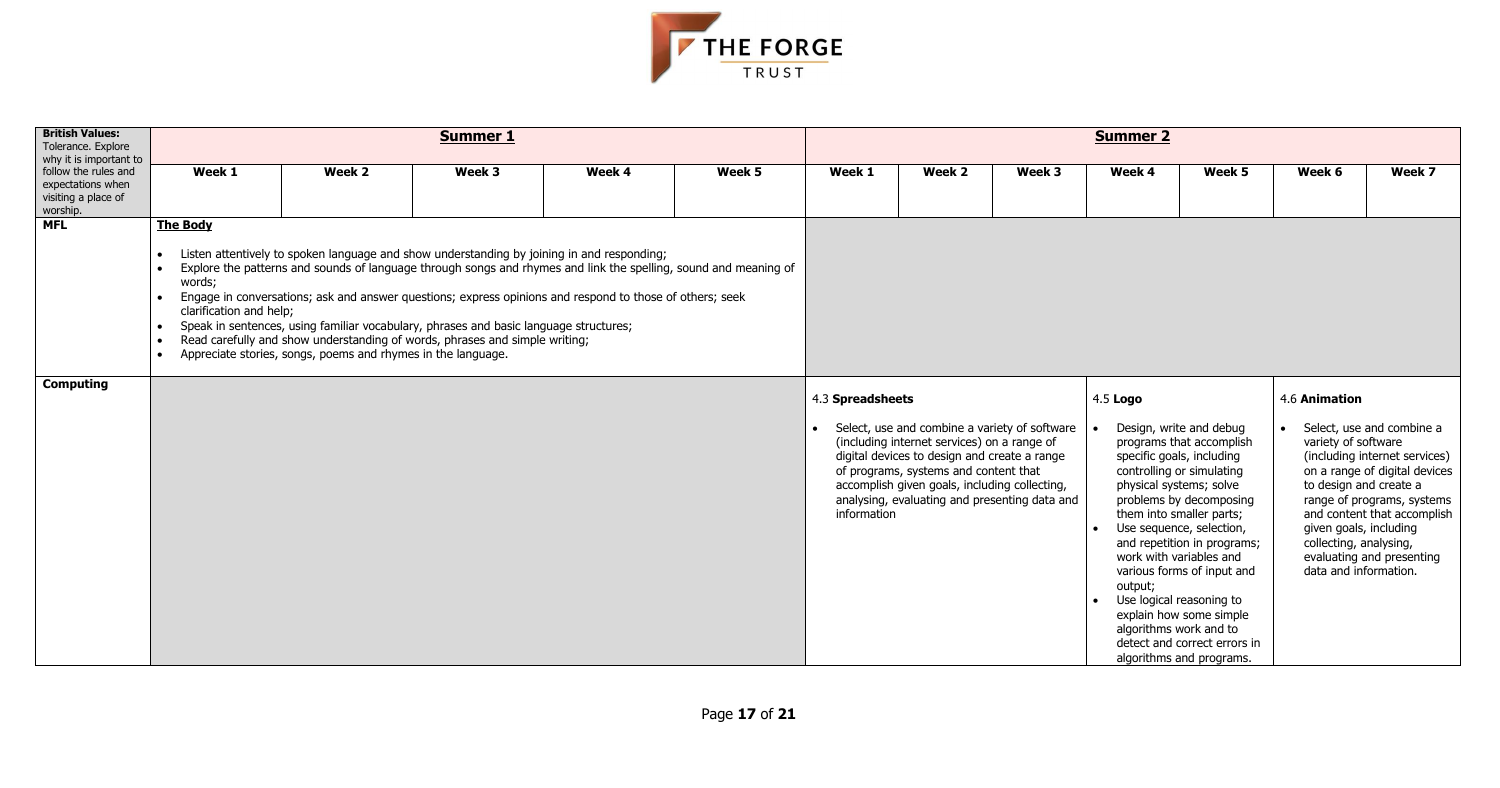| British Values: Tolerance. Explore why it is important to follow the rules and expectations when visiting a place of worship. | Summer 1 | | | | | Summer 2 | | | | | | |
|---|---|---|---|---|---|---|---|---|---|---|---|---|
| | Week 1 | Week 2 | Week 3 | Week 4 | Week 5 | Week 1 | Week 2 | Week 3 | Week 4 | Week 5 | Week 6 | Week 7 |
| **MFL** | **The Body**<br><br>• Listen attentively to spoken language and show understanding by joining in and responding;<br>• Explore the patterns and sounds of language through songs and rhymes and link the spelling, sound and meaning of words;<br>• Engage in conversations; ask and answer questions; express opinions and respond to those of others; seek clarification and help;<br>• Speak in sentences, using familiar vocabulary, phrases and basic language structures;<br>• Read carefully and show understanding of words, phrases and simple writing;<br>• Appreciate stories, songs, poems and rhymes in the language. | | | | | | | | | | | |
| **Computing** | | | | | | 4.3 **Spreadsheets**<br><br>• Select, use and combine a variety of software (including internet services) on a range of digital devices to design and create a range of programs, systems and content that accomplish given goals, including collecting, analysing, evaluating and presenting data and information | | | 4.5 **Logo**<br><br>• Design, write and debug programs that accomplish specific goals, including controlling or simulating physical systems; solve problems by decomposing them into smaller parts;<br>• Use sequence, selection, and repetition in programs; work with variables and various forms of input and output;<br>• Use logical reasoning to explain how some simple algorithms work and to detect and correct errors in algorithms and programs. | | 4.6 **Animation**<br><br>• Select, use and combine a variety of software (including internet services) on a range of digital devices to design and create a range of programs, systems and content that accomplish given goals, including collecting, analysing, evaluating and presenting data and information. | |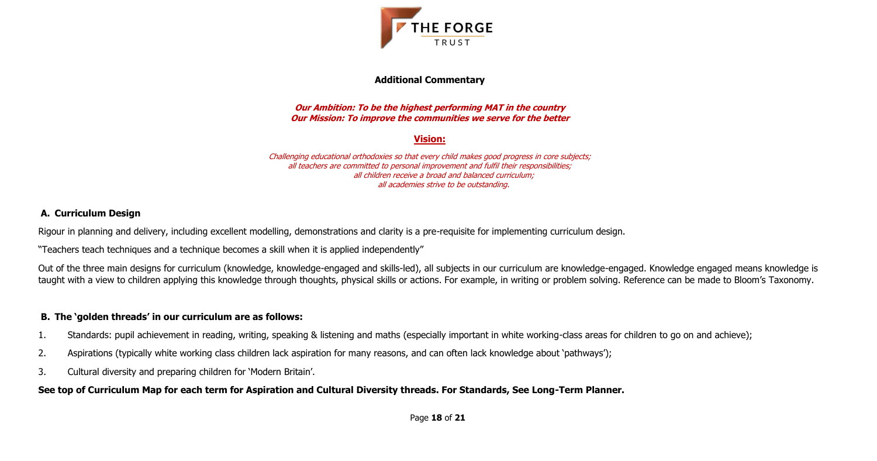THE FORGE TRUST

## Additional Commentary

***Our Ambition: To be the highest performing MAT in the country***
***Our Mission: To improve the communities we serve for the better***

### Vision:

*Challenging educational orthodoxies so that every child makes good progress in core subjects;*
*all teachers are committed to personal improvement and fulfil their responsibilities;*
*all children receive a broad and balanced curriculum;*
*all academies strive to be outstanding.*

### A. Curriculum Design

Rigour in planning and delivery, including excellent modelling, demonstrations and clarity is a pre-requisite for implementing curriculum design.

"Teachers teach techniques and a technique becomes a skill when it is applied independently"

Out of the three main designs for curriculum (knowledge, knowledge-engaged and skills-led), all subjects in our curriculum are knowledge-engaged. Knowledge engaged means knowledge is taught with a view to children applying this knowledge through thoughts, physical skills or actions. For example, in writing or problem solving. Reference can be made to Bloom's Taxonomy.

### B. The 'golden threads' in our curriculum are as follows:

1. Standards: pupil achievement in reading, writing, speaking & listening and maths (especially important in white working-class areas for children to go on and achieve);
2. Aspirations (typically white working class children lack aspiration for many reasons, and can often lack knowledge about 'pathways');
3. Cultural diversity and preparing children for 'Modern Britain'.

**See top of Curriculum Map for each term for Aspiration and Cultural Diversity threads. For Standards, See Long-Term Planner.**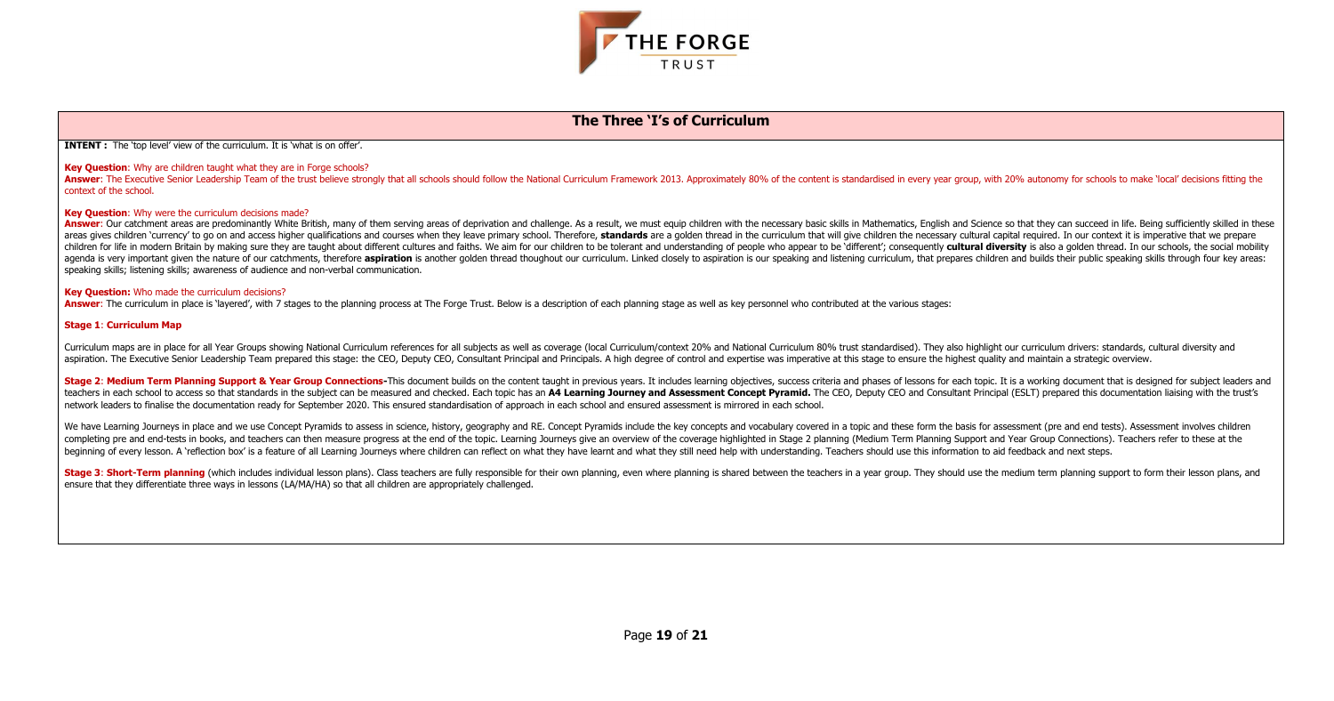# The Three 'I's of Curriculum

**INTENT :** The 'top level' view of the curriculum. It is 'what is on offer'.

**Key Question**: Why are children taught what they are in Forge schools?

**Answer**: The Executive Senior Leadership Team of the trust believe strongly that all schools should follow the National Curriculum Framework 2013. Approximately 80% of the content is standardised in every year group, with 20% autonomy for schools to make 'local' decisions fitting the context of the school.

**Key Question**: Why were the curriculum decisions made?

**Answer**: Our catchment areas are predominantly White British, many of them serving areas of deprivation and challenge. As a result, we must equip children with the necessary basic skills in Mathematics, English and Science so that they can succeed in life. Being sufficiently skilled in these areas gives children 'currency' to go on and access higher qualifications and courses when they leave primary school. Therefore, **standards** are a golden thread in the curriculum that will give children the necessary cultural capital required. In our context it is imperative that we prepare children for life in modern Britain by making sure they are taught about different cultures and faiths. We aim for our children to be tolerant and understanding of people who appear to be 'different'; consequently **cultural diversity** is also a golden thread. In our schools, the social mobility agenda is very important given the nature of our catchments, therefore **aspiration** is another golden thread thoughout our curriculum. Linked closely to aspiration is our speaking and listening curriculum, that prepares children and builds their public speaking skills through four key areas: speaking skills; listening skills; awareness of audience and non-verbal communication.

**Key Question:** Who made the curriculum decisions?

**Answer**: The curriculum in place is 'layered', with 7 stages to the planning process at The Forge Trust. Below is a description of each planning stage as well as key personnel who contributed at the various stages:

**Stage 1**: **Curriculum Map**

Curriculum maps are in place for all Year Groups showing National Curriculum references for all subjects as well as coverage (local Curriculum/context 20% and National Curriculum 80% trust standardised). They also highlight our curriculum drivers: standards, cultural diversity and aspiration. The Executive Senior Leadership Team prepared this stage: the CEO, Deputy CEO, Consultant Principal and Principals. A high degree of control and expertise was imperative at this stage to ensure the highest quality and maintain a strategic overview.

**Stage 2**: **Medium Term Planning Support & Year Group Connections-**This document builds on the content taught in previous years. It includes learning objectives, success criteria and phases of lessons for each topic. It is a working document that is designed for subject leaders and teachers in each school to access so that standards in the subject can be measured and checked. Each topic has an **A4 Learning Journey and Assessment Concept Pyramid.** The CEO, Deputy CEO and Consultant Principal (ESLT) prepared this documentation liaising with the trust's network leaders to finalise the documentation ready for September 2020. This ensured standardisation of approach in each school and ensured assessment is mirrored in each school.

We have Learning Journeys in place and we use Concept Pyramids to assess in science, history, geography and RE. Concept Pyramids include the key concepts and vocabulary covered in a topic and these form the basis for assessment (pre and end tests). Assessment involves children completing pre and end-tests in books, and teachers can then measure progress at the end of the topic. Learning Journeys give an overview of the coverage highlighted in Stage 2 planning (Medium Term Planning Support and Year Group Connections). Teachers refer to these at the beginning of every lesson. A 'reflection box' is a feature of all Learning Journeys where children can reflect on what they have learnt and what they still need help with understanding. Teachers should use this information to aid feedback and next steps.

**Stage 3**: **Short-Term planning** (which includes individual lesson plans). Class teachers are fully responsible for their own planning, even where planning is shared between the teachers in a year group. They should use the medium term planning support to form their lesson plans, and ensure that they differentiate three ways in lessons (LA/MA/HA) so that all children are appropriately challenged.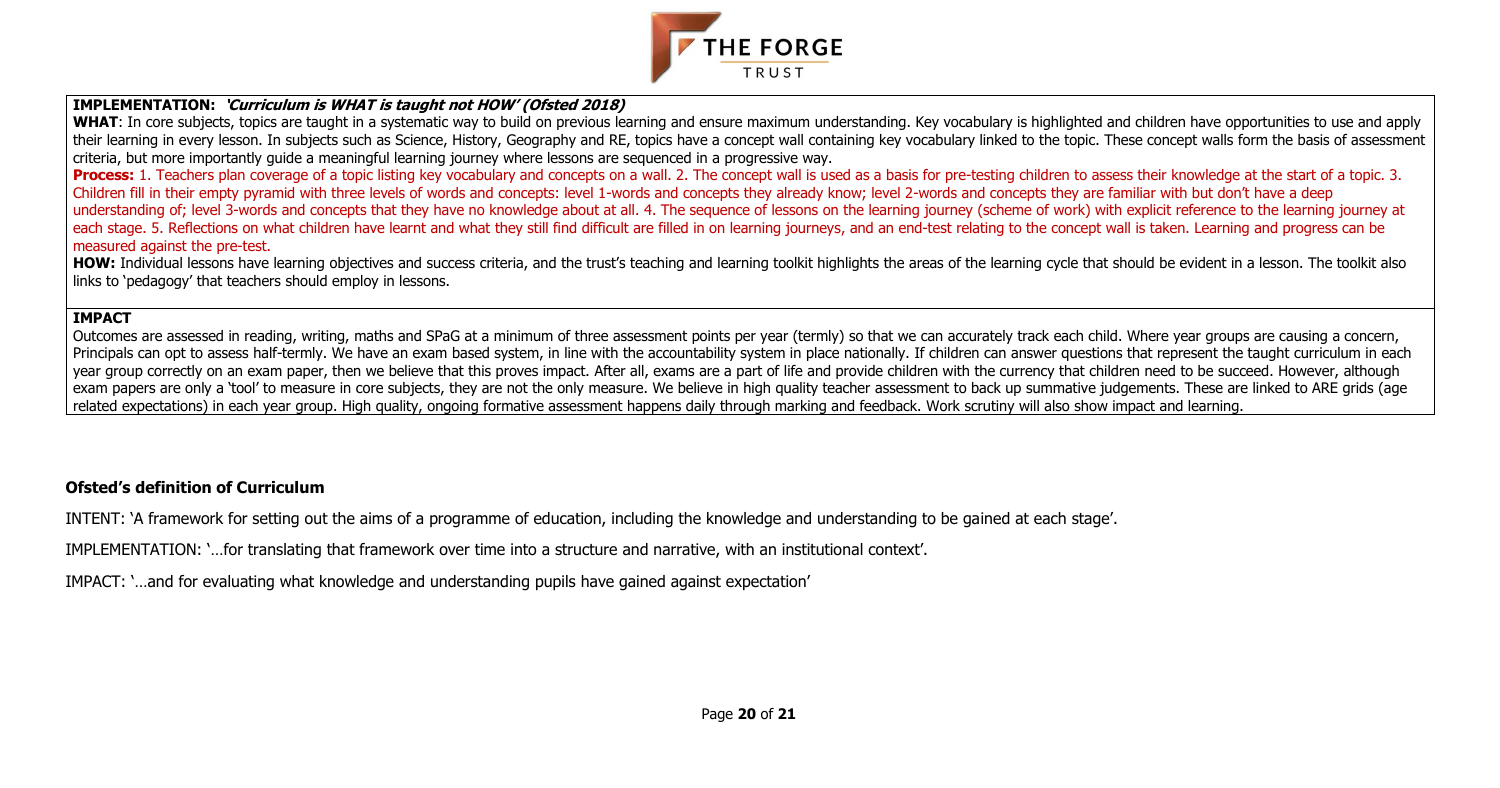**IMPLEMENTATION: *'Curriculum is WHAT is taught not HOW' (Ofsted 2018)***

**WHAT**: In core subjects, topics are taught in a systematic way to build on previous learning and ensure maximum understanding. Key vocabulary is highlighted and children have opportunities to use and apply their learning in every lesson. In subjects such as Science, History, Geography and RE, topics have a concept wall containing key vocabulary linked to the topic. These concept walls form the basis of assessment criteria, but more importantly guide a meaningful learning journey where lessons are sequenced in a progressive way.

**Process:** 1. Teachers plan coverage of a topic listing key vocabulary and concepts on a wall. 2. The concept wall is used as a basis for pre-testing children to assess their knowledge at the start of a topic. 3. Children fill in their empty pyramid with three levels of words and concepts: level 1-words and concepts they already know; level 2-words and concepts they are familiar with but don't have a deep understanding of; level 3-words and concepts that they have no knowledge about at all. 4. The sequence of lessons on the learning journey (scheme of work) with explicit reference to the learning journey at each stage. 5. Reflections on what children have learnt and what they still find difficult are filled in on learning journeys, and an end-test relating to the concept wall is taken. Learning and progress can be measured against the pre-test.

**HOW:** Individual lessons have learning objectives and success criteria, and the trust's teaching and learning toolkit highlights the areas of the learning cycle that should be evident in a lesson. The toolkit also links to 'pedagogy' that teachers should employ in lessons.

**IMPACT**

Outcomes are assessed in reading, writing, maths and SPaG at a minimum of three assessment points per year (termly) so that we can accurately track each child. Where year groups are causing a concern, Principals can opt to assess half-termly. We have an exam based system, in line with the accountability system in place nationally. If children can answer questions that represent the taught curriculum in each year group correctly on an exam paper, then we believe that this proves impact. After all, exams are a part of life and provide children with the currency that children need to be succeed. However, although exam papers are only a 'tool' to measure in core subjects, they are not the only measure. We believe in high quality teacher assessment to back up summative judgements. These are linked to ARE grids (age related expectations) in each year group. High quality, ongoing formative assessment happens daily through marking and feedback. Work scrutiny will also show impact and learning.

## Ofsted's definition of Curriculum

INTENT: 'A framework for setting out the aims of a programme of education, including the knowledge and understanding to be gained at each stage'.

IMPLEMENTATION: '…for translating that framework over time into a structure and narrative, with an institutional context'.

IMPACT: '…and for evaluating what knowledge and understanding pupils have gained against expectation'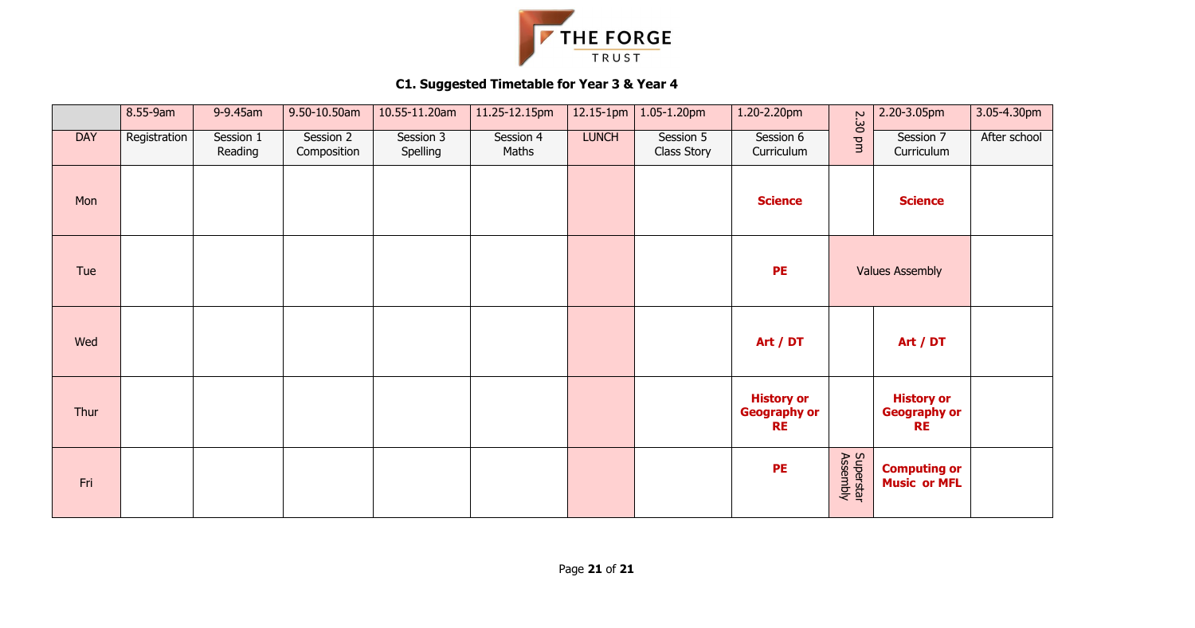## C1. Suggested Timetable for Year 3 & Year 4

| | 8.55-9am | 9-9.45am | 9.50-10.50am | 10.55-11.20am | 11.25-12.15pm | 12.15-1pm | 1.05-1.20pm | 1.20-2.20pm | 2.30 pm | 2.20-3.05pm | 3.05-4.30pm |
|---|---|---|---|---|---|---|---|---|---|---|---|
| DAY | Registration | Session 1 Reading | Session 2 Composition | Session 3 Spelling | Session 4 Maths | LUNCH | Session 5 Class Story | Session 6 Curriculum | | Session 7 Curriculum | After school |
| Mon | | | | | | | | **Science** | | **Science** | |
| Tue | | | | | | | | **PE** | Values Assembly | | |
| Wed | | | | | | | | **Art / DT** | | **Art / DT** | |
| Thur | | | | | | | | **History or Geography or RE** | | **History or Geography or RE** | |
| Fri | | | | | | | | **PE** | Superstar Assembly | **Computing or Music or MFL** | |